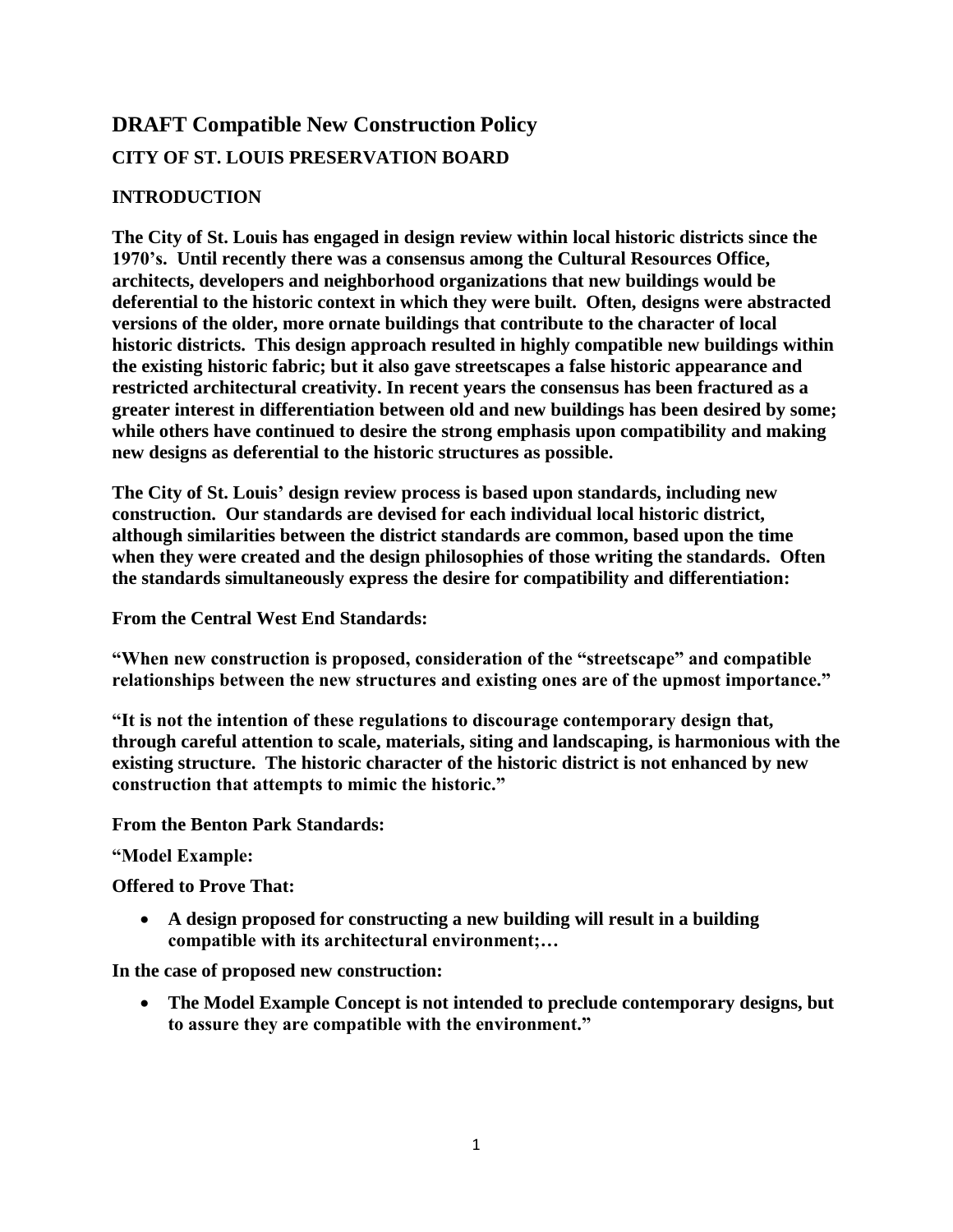# DRAFT Compatible New Construction Policy

## CITY OF ST. LOUIS PRESERVATION BOARD

### INTRODUCTION

**The City of St. Louis has engaged in design review within local historic districts since the 1970's. Until recently there was a consensus among the Cultural Resources Office, architects, developers and neighborhood organizations that new buildings would be deferential to the historic context in which they were built. Often, designs were abstracted versions of the older, more ornate buildings that contribute to the character of local historic districts. This design approach resulted in highly compatible new buildings within the existing historic fabric; but it also gave streetscapes a false historic appearance and restricted architectural creativity. In recent years the consensus has been fractured as a greater interest in differentiation between old and new buildings has been desired by some; while others have continued to desire the strong emphasis upon compatibility and making new designs as deferential to the historic structures as possible.**

**The City of St. Louis' design review process is based upon standards, including new construction. Our standards are devised for each individual local historic district, although similarities between the district standards are common, based upon the time when they were created and the design philosophies of those writing the standards. Often the standards simultaneously express the desire for compatibility and differentiation:**

**From the Central West End Standards:**

**"When new construction is proposed, consideration of the "streetscape" and compatible relationships between the new structures and existing ones are of the upmost importance."**

**"It is not the intention of these regulations to discourage contemporary design that, through careful attention to scale, materials, siting and landscaping, is harmonious with the existing structure. The historic character of the historic district is not enhanced by new construction that attempts to mimic the historic."**

**From the Benton Park Standards:**

**"Model Example:**

**Offered to Prove That:**

- **A design proposed for constructing a new building will result in a building compatible with its architectural environment;…**

**In the case of proposed new construction:**

- **The Model Example Concept is not intended to preclude contemporary designs, but to assure they are compatible with the environment."**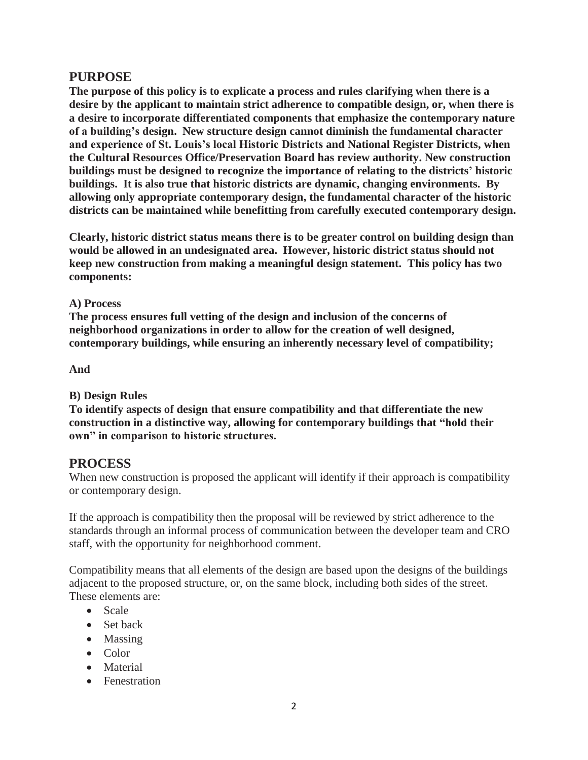## PURPOSE

**The purpose of this policy is to explicate a process and rules clarifying when there is a desire by the applicant to maintain strict adherence to compatible design, or, when there is a desire to incorporate differentiated components that emphasize the contemporary nature of a building's design. New structure design cannot diminish the fundamental character and experience of St. Louis's local Historic Districts and National Register Districts, when the Cultural Resources Office/Preservation Board has review authority. New construction buildings must be designed to recognize the importance of relating to the districts' historic buildings. It is also true that historic districts are dynamic, changing environments. By allowing only appropriate contemporary design, the fundamental character of the historic districts can be maintained while benefitting from carefully executed contemporary design.**

**Clearly, historic district status means there is to be greater control on building design than would be allowed in an undesignated area. However, historic district status should not keep new construction from making a meaningful design statement. This policy has two components:**

**A) Process**
**The process ensures full vetting of the design and inclusion of the concerns of neighborhood organizations in order to allow for the creation of well designed, contemporary buildings, while ensuring an inherently necessary level of compatibility;**

**And**

**B) Design Rules**
**To identify aspects of design that ensure compatibility and that differentiate the new construction in a distinctive way, allowing for contemporary buildings that "hold their own" in comparison to historic structures.**

## PROCESS

When new construction is proposed the applicant will identify if their approach is compatibility or contemporary design.

If the approach is compatibility then the proposal will be reviewed by strict adherence to the standards through an informal process of communication between the developer team and CRO staff, with the opportunity for neighborhood comment.

Compatibility means that all elements of the design are based upon the designs of the buildings adjacent to the proposed structure, or, on the same block, including both sides of the street. These elements are:

- Scale
- Set back
- Massing
- Color
- Material
- Fenestration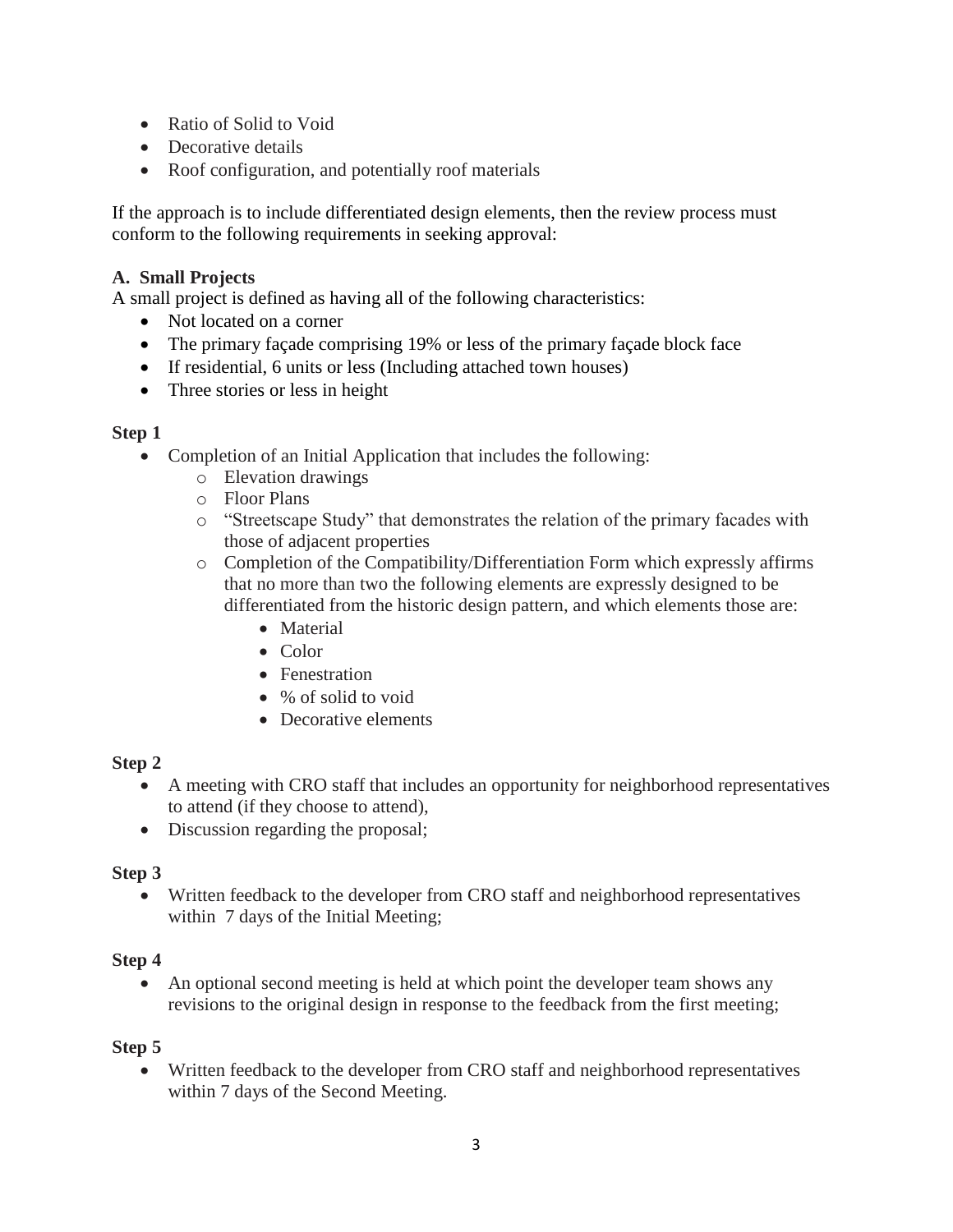- Ratio of Solid to Void
- Decorative details
- Roof configuration, and potentially roof materials

If the approach is to include differentiated design elements, then the review process must conform to the following requirements in seeking approval:

**A. Small Projects**

A small project is defined as having all of the following characteristics:

- Not located on a corner
- The primary façade comprising 19% or less of the primary façade block face
- If residential, 6 units or less (Including attached town houses)
- Three stories or less in height

**Step 1**

- Completion of an Initial Application that includes the following:
  - Elevation drawings
  - Floor Plans
  - "Streetscape Study" that demonstrates the relation of the primary facades with those of adjacent properties
  - Completion of the Compatibility/Differentiation Form which expressly affirms that no more than two the following elements are expressly designed to be differentiated from the historic design pattern, and which elements those are:
    - Material
    - Color
    - Fenestration
    - % of solid to void
    - Decorative elements

**Step 2**

- A meeting with CRO staff that includes an opportunity for neighborhood representatives to attend (if they choose to attend),
- Discussion regarding the proposal;

**Step 3**

- Written feedback to the developer from CRO staff and neighborhood representatives within 7 days of the Initial Meeting;

**Step 4**

- An optional second meeting is held at which point the developer team shows any revisions to the original design in response to the feedback from the first meeting;

**Step 5**

- Written feedback to the developer from CRO staff and neighborhood representatives within 7 days of the Second Meeting.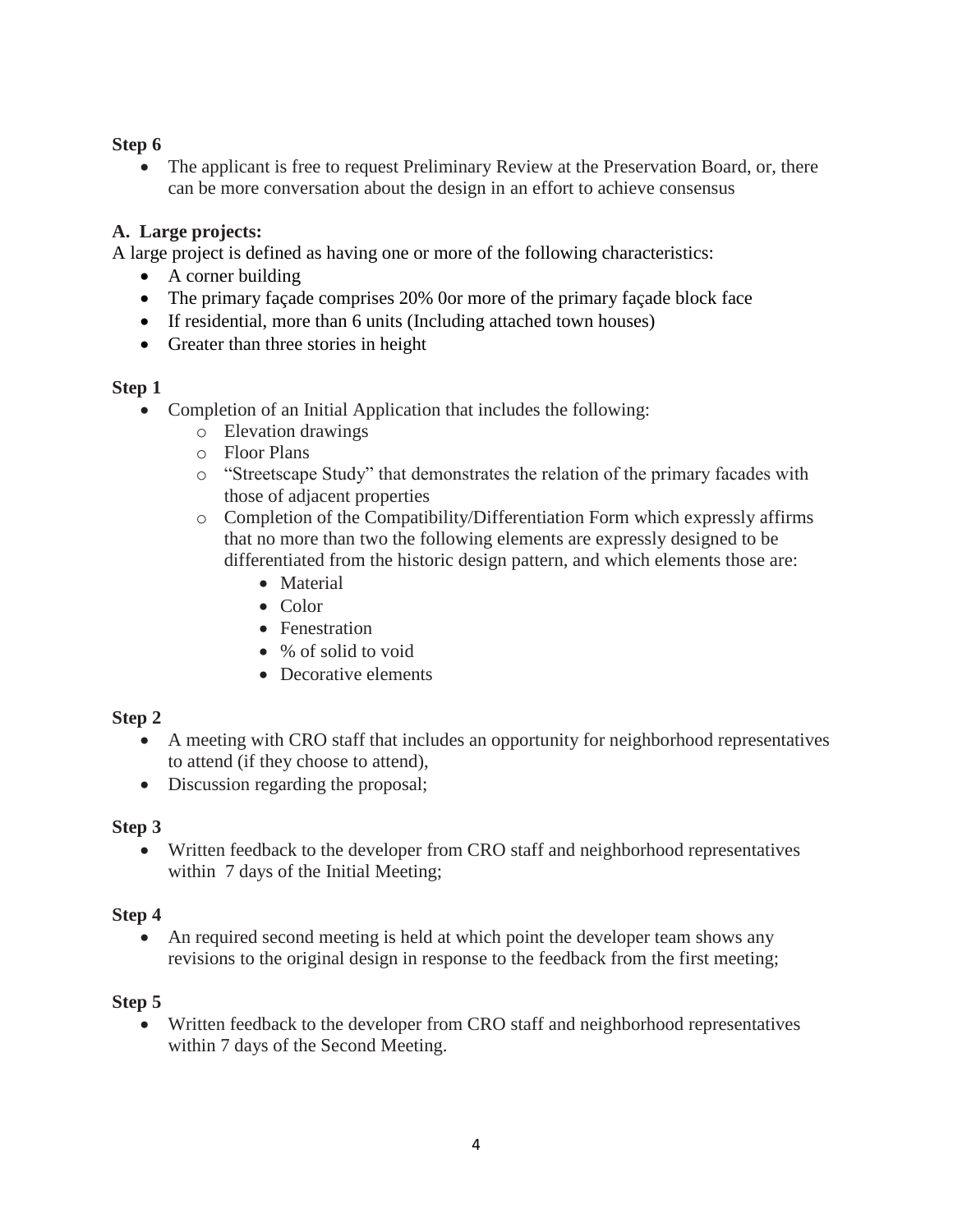**Step 6**

- The applicant is free to request Preliminary Review at the Preservation Board, or, there can be more conversation about the design in an effort to achieve consensus

**A. Large projects:**

A large project is defined as having one or more of the following characteristics:

- A corner building
- The primary façade comprises 20% 0or more of the primary façade block face
- If residential, more than 6 units (Including attached town houses)
- Greater than three stories in height

**Step 1**

- Completion of an Initial Application that includes the following:
  - Elevation drawings
  - Floor Plans
  - "Streetscape Study" that demonstrates the relation of the primary facades with those of adjacent properties
  - Completion of the Compatibility/Differentiation Form which expressly affirms that no more than two the following elements are expressly designed to be differentiated from the historic design pattern, and which elements those are:
    - Material
    - Color
    - Fenestration
    - % of solid to void
    - Decorative elements

**Step 2**

- A meeting with CRO staff that includes an opportunity for neighborhood representatives to attend (if they choose to attend),
- Discussion regarding the proposal;

**Step 3**

- Written feedback to the developer from CRO staff and neighborhood representatives within 7 days of the Initial Meeting;

**Step 4**

- An required second meeting is held at which point the developer team shows any revisions to the original design in response to the feedback from the first meeting;

**Step 5**

- Written feedback to the developer from CRO staff and neighborhood representatives within 7 days of the Second Meeting.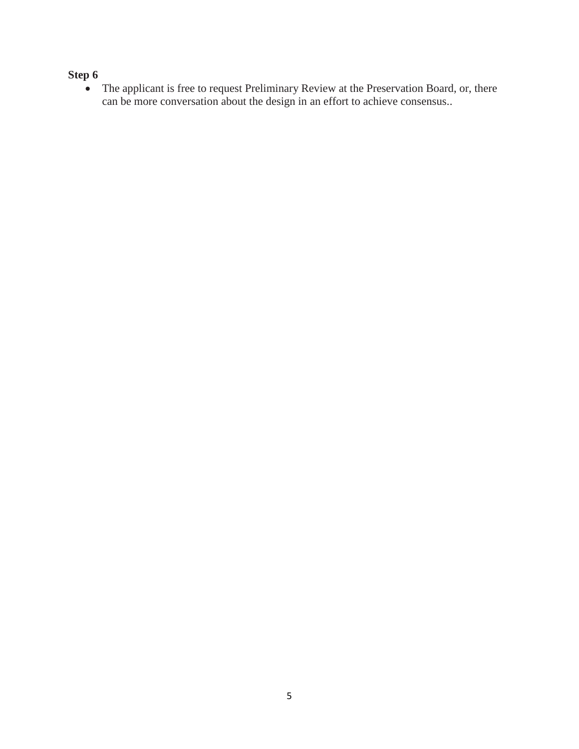**Step 6**

- The applicant is free to request Preliminary Review at the Preservation Board, or, there can be more conversation about the design in an effort to achieve consensus..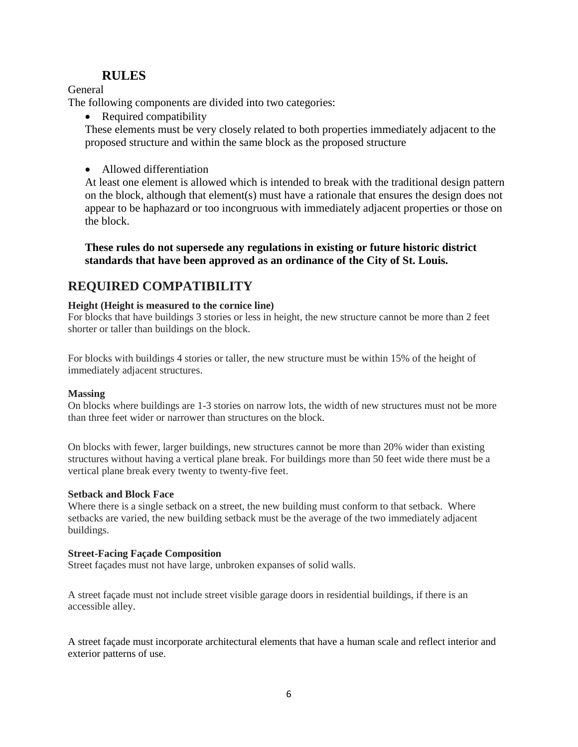## RULES

General

The following components are divided into two categories:

- Required compatibility

  These elements must be very closely related to both properties immediately adjacent to the proposed structure and within the same block as the proposed structure

- Allowed differentiation

  At least one element is allowed which is intended to break with the traditional design pattern on the block, although that element(s) must have a rationale that ensures the design does not appear to be haphazard or too incongruous with immediately adjacent properties or those on the block.

  **These rules do not supersede any regulations in existing or future historic district standards that have been approved as an ordinance of the City of St. Louis.**

# REQUIRED COMPATIBILITY

**Height (Height is measured to the cornice line)**

For blocks that have buildings 3 stories or less in height, the new structure cannot be more than 2 feet shorter or taller than buildings on the block.

For blocks with buildings 4 stories or taller, the new structure must be within 15% of the height of immediately adjacent structures.

**Massing**

On blocks where buildings are 1-3 stories on narrow lots, the width of new structures must not be more than three feet wider or narrower than structures on the block.

On blocks with fewer, larger buildings, new structures cannot be more than 20% wider than existing structures without having a vertical plane break. For buildings more than 50 feet wide there must be a vertical plane break every twenty to twenty-five feet.

**Setback and Block Face**

Where there is a single setback on a street, the new building must conform to that setback. Where setbacks are varied, the new building setback must be the average of the two immediately adjacent buildings.

**Street-Facing Façade Composition**

Street façades must not have large, unbroken expanses of solid walls.

A street façade must not include street visible garage doors in residential buildings, if there is an accessible alley.

A street façade must incorporate architectural elements that have a human scale and reflect interior and exterior patterns of use.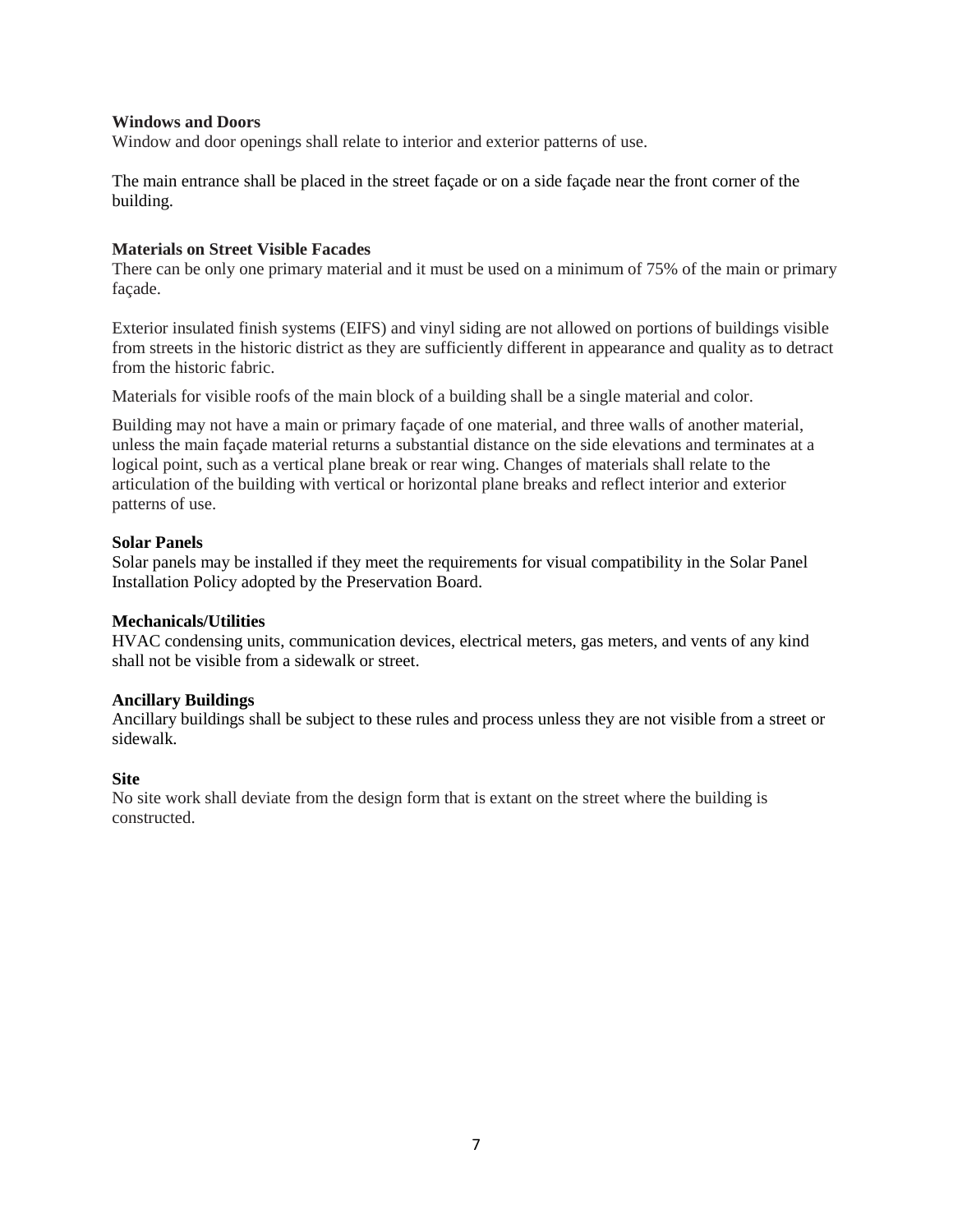**Windows and Doors**

Window and door openings shall relate to interior and exterior patterns of use.

The main entrance shall be placed in the street façade or on a side façade near the front corner of the building.

**Materials on Street Visible Facades**

There can be only one primary material and it must be used on a minimum of 75% of the main or primary façade.

Exterior insulated finish systems (EIFS) and vinyl siding are not allowed on portions of buildings visible from streets in the historic district as they are sufficiently different in appearance and quality as to detract from the historic fabric.

Materials for visible roofs of the main block of a building shall be a single material and color.

Building may not have a main or primary façade of one material, and three walls of another material, unless the main façade material returns a substantial distance on the side elevations and terminates at a logical point, such as a vertical plane break or rear wing. Changes of materials shall relate to the articulation of the building with vertical or horizontal plane breaks and reflect interior and exterior patterns of use.

**Solar Panels**

Solar panels may be installed if they meet the requirements for visual compatibility in the Solar Panel Installation Policy adopted by the Preservation Board.

**Mechanicals/Utilities**

HVAC condensing units, communication devices, electrical meters, gas meters, and vents of any kind shall not be visible from a sidewalk or street.

**Ancillary Buildings**

Ancillary buildings shall be subject to these rules and process unless they are not visible from a street or sidewalk.

**Site**

No site work shall deviate from the design form that is extant on the street where the building is constructed.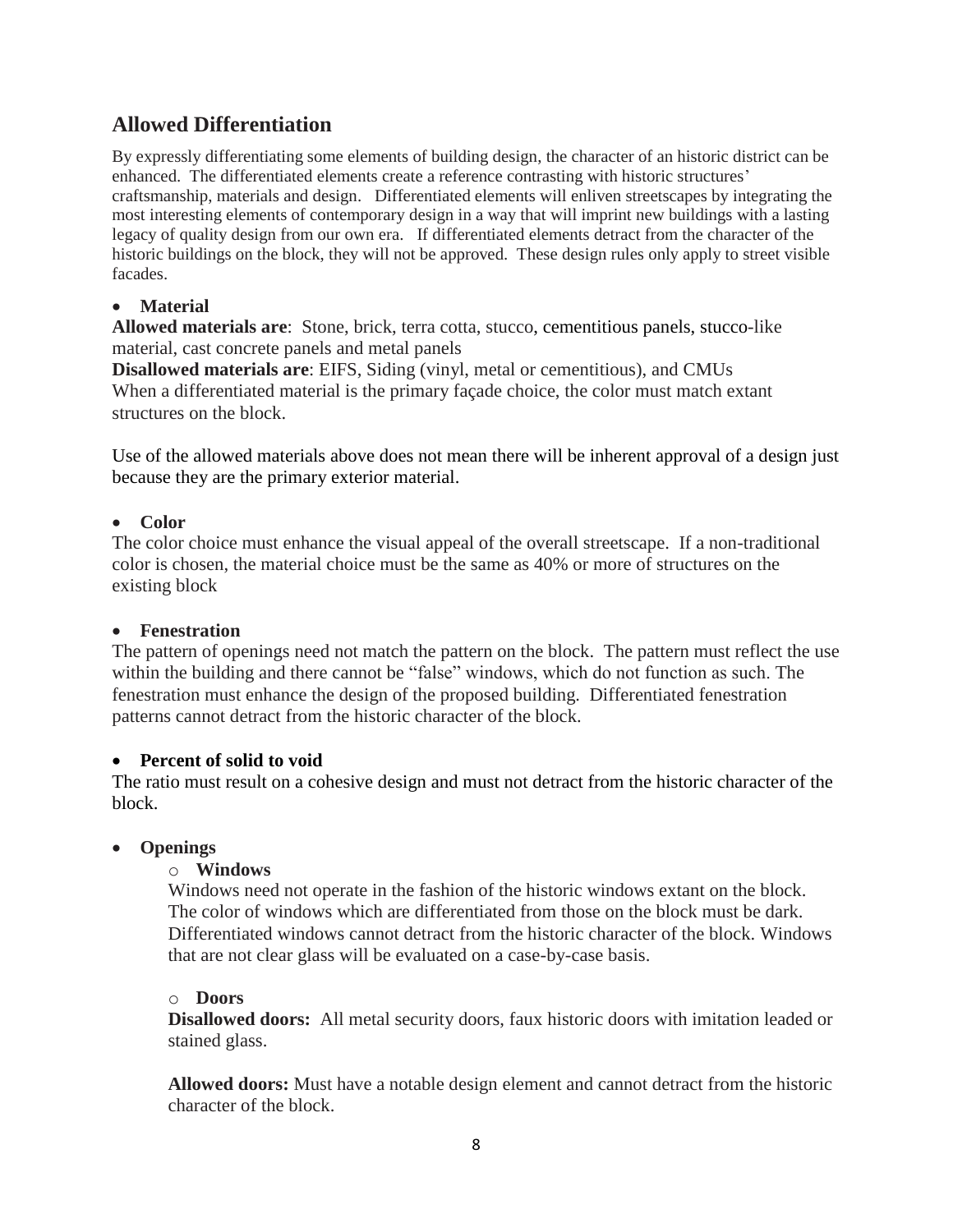## Allowed Differentiation

By expressly differentiating some elements of building design, the character of an historic district can be enhanced. The differentiated elements create a reference contrasting with historic structures' craftsmanship, materials and design. Differentiated elements will enliven streetscapes by integrating the most interesting elements of contemporary design in a way that will imprint new buildings with a lasting legacy of quality design from our own era. If differentiated elements detract from the character of the historic buildings on the block, they will not be approved. These design rules only apply to street visible facades.

- **Material**

**Allowed materials are**: Stone, brick, terra cotta, stucco, cementitious panels, stucco-like material, cast concrete panels and metal panels
**Disallowed materials are**: EIFS, Siding (vinyl, metal or cementitious), and CMUs
When a differentiated material is the primary façade choice, the color must match extant structures on the block.

Use of the allowed materials above does not mean there will be inherent approval of a design just because they are the primary exterior material.

- **Color**

The color choice must enhance the visual appeal of the overall streetscape. If a non-traditional color is chosen, the material choice must be the same as 40% or more of structures on the existing block

- **Fenestration**

The pattern of openings need not match the pattern on the block. The pattern must reflect the use within the building and there cannot be "false" windows, which do not function as such. The fenestration must enhance the design of the proposed building. Differentiated fenestration patterns cannot detract from the historic character of the block.

- **Percent of solid to void**

The ratio must result on a cohesive design and must not detract from the historic character of the block.

- **Openings**
  - **Windows**

    Windows need not operate in the fashion of the historic windows extant on the block. The color of windows which are differentiated from those on the block must be dark. Differentiated windows cannot detract from the historic character of the block. Windows that are not clear glass will be evaluated on a case-by-case basis.

  - **Doors**

    **Disallowed doors:** All metal security doors, faux historic doors with imitation leaded or stained glass.

    **Allowed doors:** Must have a notable design element and cannot detract from the historic character of the block.